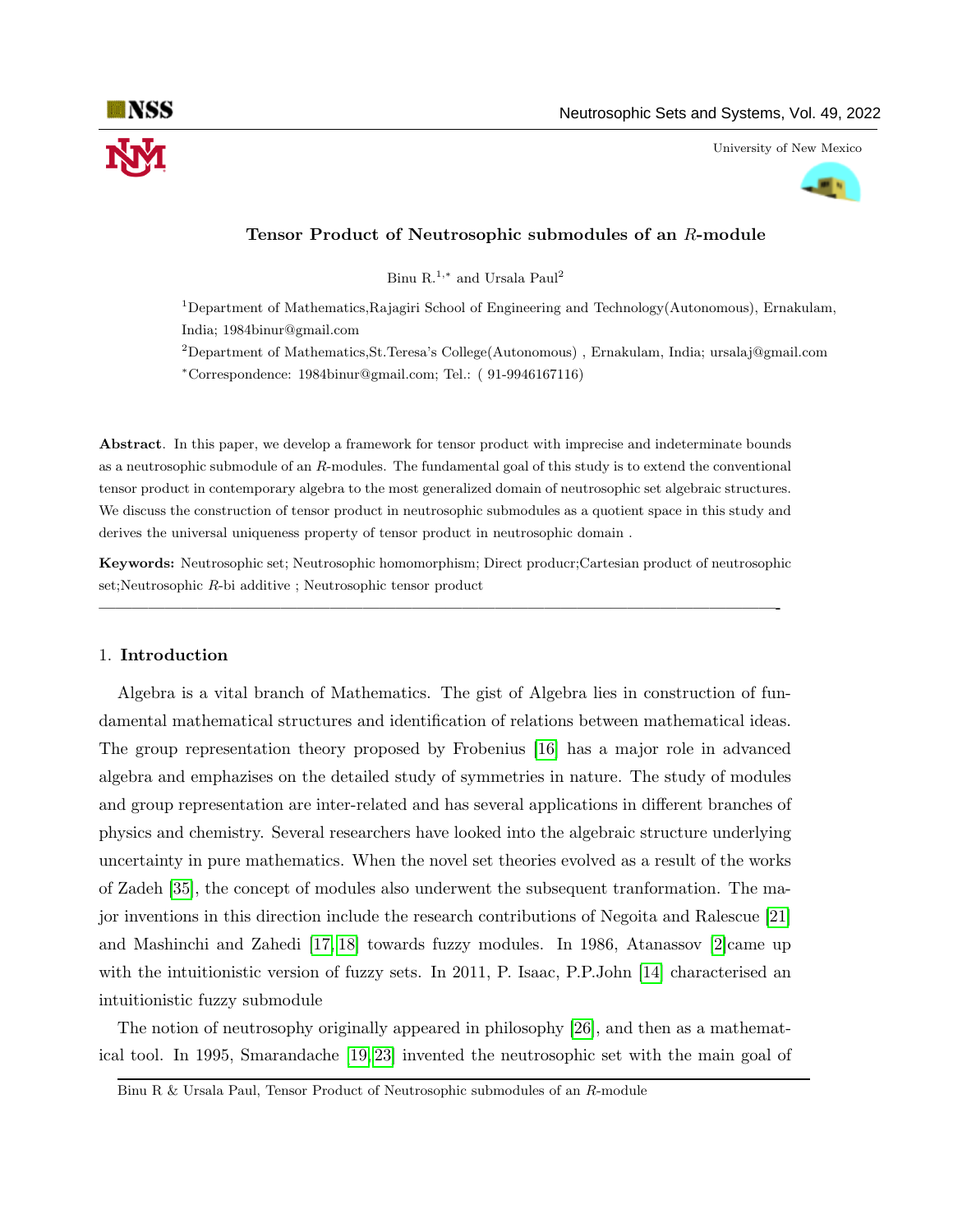# Tensor Product of Neutrosophic submodules of an $R$-module

Binu R.[1,*] and Ursala Paul[2]

[1]Department of Mathematics,Rajagiri School of Engineering and Technology(Autonomous), Ernakulam, India; 1984binur@gmail.com

[2]Department of Mathematics,St.Teresa's College(Autonomous) , Ernakulam, India; ursalaj@gmail.com

[*]Correspondence: 1984binur@gmail.com; Tel.: ( 91-9946167116)

**Abstract**. In this paper, we develop a framework for tensor product with imprecise and indeterminate bounds as a neutrosophic submodule of an $R$-modules. The fundamental goal of this study is to extend the conventional tensor product in contemporary algebra to the most generalized domain of neutrosophic set algebraic structures. We discuss the construction of tensor product in neutrosophic submodules as a quotient space in this study and derives the universal uniqueness property of tensor product in neutrosophic domain .

**Keywords:** Neutrosophic set; Neutrosophic homomorphism; Direct producr;Cartesian product of neutrosophic set;Neutrosophic $R$-bi additive ; Neutrosophic tensor product

---

## 1. Introduction

Algebra is a vital branch of Mathematics. The gist of Algebra lies in construction of fundamental mathematical structures and identification of relations between mathematical ideas. The group representation theory proposed by Frobenius [16] has a major role in advanced algebra and emphazises on the detailed study of symmetries in nature. The study of modules and group representation are inter-related and has several applications in different branches of physics and chemistry. Several researchers have looked into the algebraic structure underlying uncertainty in pure mathematics. When the novel set theories evolved as a result of the works of Zadeh [35], the concept of modules also underwent the subsequent tranformation. The major inventions in this direction include the research contributions of Negoita and Ralescue [21] and Mashinchi and Zahedi [17, 18] towards fuzzy modules. In 1986, Atanassov [2]came up with the intuitionistic version of fuzzy sets. In 2011, P. Isaac, P.P.John [14] characterised an intuitionistic fuzzy submodule

The notion of neutrosophy originally appeared in philosophy [26], and then as a mathematical tool. In 1995, Smarandache [19, 23] invented the neutrosophic set with the main goal of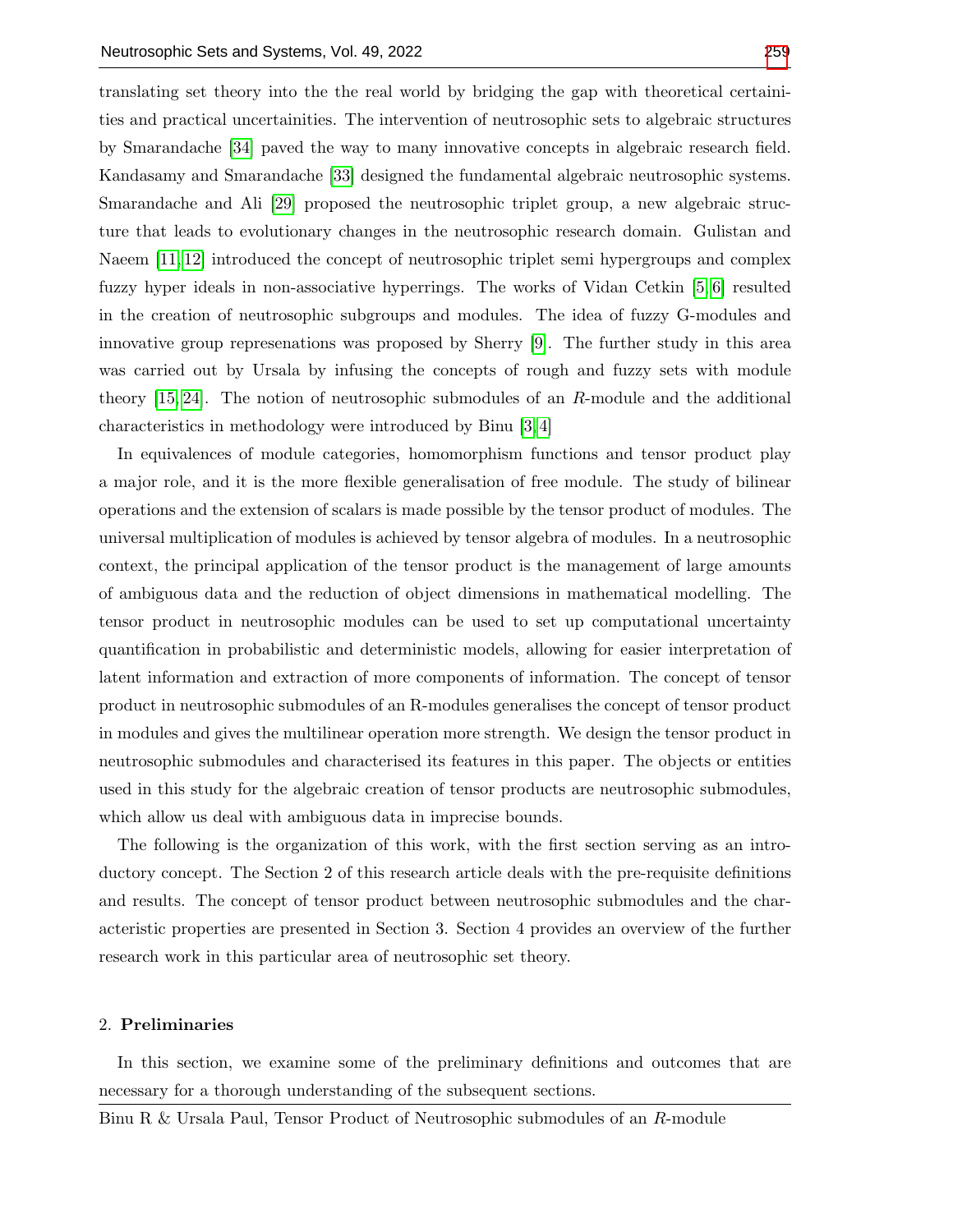translating set theory into the the real world by bridging the gap with theoretical certainities and practical uncertainities. The intervention of neutrosophic sets to algebraic structures by Smarandache [34] paved the way to many innovative concepts in algebraic research field. Kandasamy and Smarandache [33] designed the fundamental algebraic neutrosophic systems. Smarandache and Ali [29] proposed the neutrosophic triplet group, a new algebraic structure that leads to evolutionary changes in the neutrosophic research domain. Gulistan and Naeem [11, 12] introduced the concept of neutrosophic triplet semi hypergroups and complex fuzzy hyper ideals in non-associative hyperrings. The works of Vidan Cetkin [5, 6] resulted in the creation of neutrosophic subgroups and modules. The idea of fuzzy G-modules and innovative group represenations was proposed by Sherry [9]. The further study in this area was carried out by Ursala by infusing the concepts of rough and fuzzy sets with module theory [15, 24]. The notion of neutrosophic submodules of an $R$-module and the additional characteristics in methodology were introduced by Binu [3, 4]

In equivalences of module categories, homomorphism functions and tensor product play a major role, and it is the more flexible generalisation of free module. The study of bilinear operations and the extension of scalars is made possible by the tensor product of modules. The universal multiplication of modules is achieved by tensor algebra of modules. In a neutrosophic context, the principal application of the tensor product is the management of large amounts of ambiguous data and the reduction of object dimensions in mathematical modelling. The tensor product in neutrosophic modules can be used to set up computational uncertainty quantification in probabilistic and deterministic models, allowing for easier interpretation of latent information and extraction of more components of information. The concept of tensor product in neutrosophic submodules of an R-modules generalises the concept of tensor product in modules and gives the multilinear operation more strength. We design the tensor product in neutrosophic submodules and characterised its features in this paper. The objects or entities used in this study for the algebraic creation of tensor products are neutrosophic submodules, which allow us deal with ambiguous data in imprecise bounds.

The following is the organization of this work, with the first section serving as an introductory concept. The Section 2 of this research article deals with the pre-requisite definitions and results. The concept of tensor product between neutrosophic submodules and the characteristic properties are presented in Section 3. Section 4 provides an overview of the further research work in this particular area of neutrosophic set theory.

## 2. **Preliminaries**

In this section, we examine some of the preliminary definitions and outcomes that are necessary for a thorough understanding of the subsequent sections.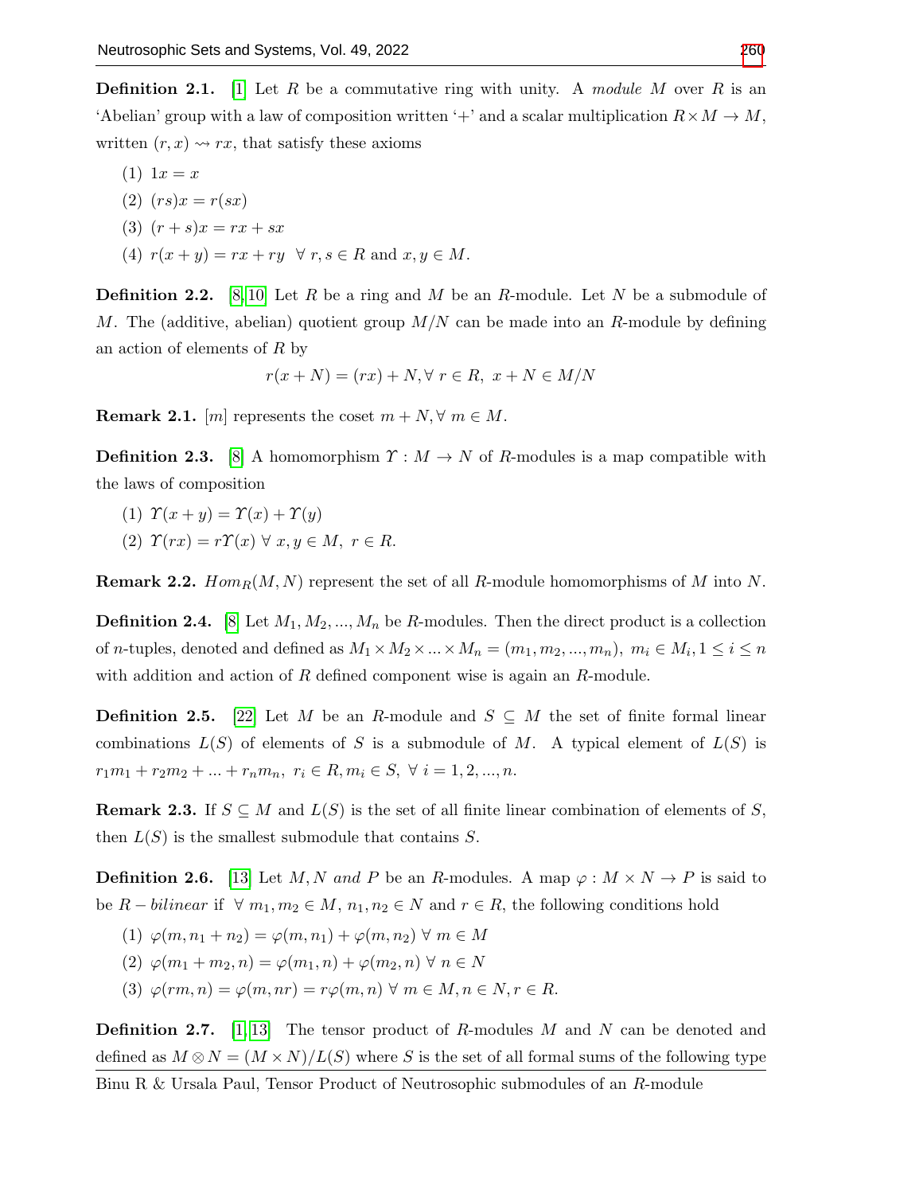**Definition 2.1.** [1] Let $R$ be a commutative ring with unity. A *module* $M$ over $R$ is an 'Abelian' group with a law of composition written '+' and a scalar multiplication $R \times M \to M$, written $(r, x) \rightsquigarrow rx$, that satisfy these axioms

(1) $1x = x$

(2) $(rs)x = r(sx)$

(3) $(r + s)x = rx + sx$

(4) $r(x + y) = rx + ry \ \ \forall \ r, s \in R$ and $x, y \in M$.

**Definition 2.2.** [8, 10] Let $R$ be a ring and $M$ be an $R$-module. Let $N$ be a submodule of $M$. The (additive, abelian) quotient group $M/N$ can be made into an $R$-module by defining an action of elements of $R$ by

$$r(x + N) = (rx) + N, \forall \ r \in R, \ x + N \in M/N$$

**Remark 2.1.** $[m]$ represents the coset $m + N, \forall \ m \in M$.

**Definition 2.3.** [8] A homomorphism $\Upsilon : M \to N$ of $R$-modules is a map compatible with the laws of composition

(1) $\Upsilon(x + y) = \Upsilon(x) + \Upsilon(y)$

(2) $\Upsilon(rx) = r\Upsilon(x) \ \forall \ x, y \in M, \ r \in R$.

**Remark 2.2.** $Hom_R(M, N)$ represent the set of all $R$-module homomorphisms of $M$ into $N$.

**Definition 2.4.** [8] Let $M_1, M_2, ..., M_n$ be $R$-modules. Then the direct product is a collection of $n$-tuples, denoted and defined as $M_1 \times M_2 \times ... \times M_n = (m_1, m_2, ..., m_n), \ m_i \in M_i, 1 \leq i \leq n$ with addition and action of $R$ defined component wise is again an $R$-module.

**Definition 2.5.** [22] Let $M$ be an $R$-module and $S \subseteq M$ the set of finite formal linear combinations $L(S)$ of elements of $S$ is a submodule of $M$. A typical element of $L(S)$ is $r_1m_1 + r_2m_2 + ... + r_nm_n, \ r_i \in R, m_i \in S, \ \forall \ i = 1, 2, ..., n$.

**Remark 2.3.** If $S \subseteq M$ and $L(S)$ is the set of all finite linear combination of elements of $S$, then $L(S)$ is the smallest submodule that contains $S$.

**Definition 2.6.** [13] Let $M, N$ *and* $P$ be an $R$-modules. A map $\varphi : M \times N \to P$ is said to be $R-bilinear$ if $\forall \ m_1, m_2 \in M, \ n_1, n_2 \in N$ and $r \in R$, the following conditions hold

(1) $\varphi(m, n_1 + n_2) = \varphi(m, n_1) + \varphi(m, n_2) \ \forall \ m \in M$

(2) $\varphi(m_1 + m_2, n) = \varphi(m_1, n) + \varphi(m_2, n) \ \forall \ n \in N$

(3) $\varphi(rm, n) = \varphi(m, nr) = r\varphi(m, n) \ \forall \ m \in M, n \in N, r \in R$.

**Definition 2.7.** [1, 13] The tensor product of $R$-modules $M$ and $N$ can be denoted and defined as $M \otimes N = (M \times N)/L(S)$ where $S$ is the set of all formal sums of the following type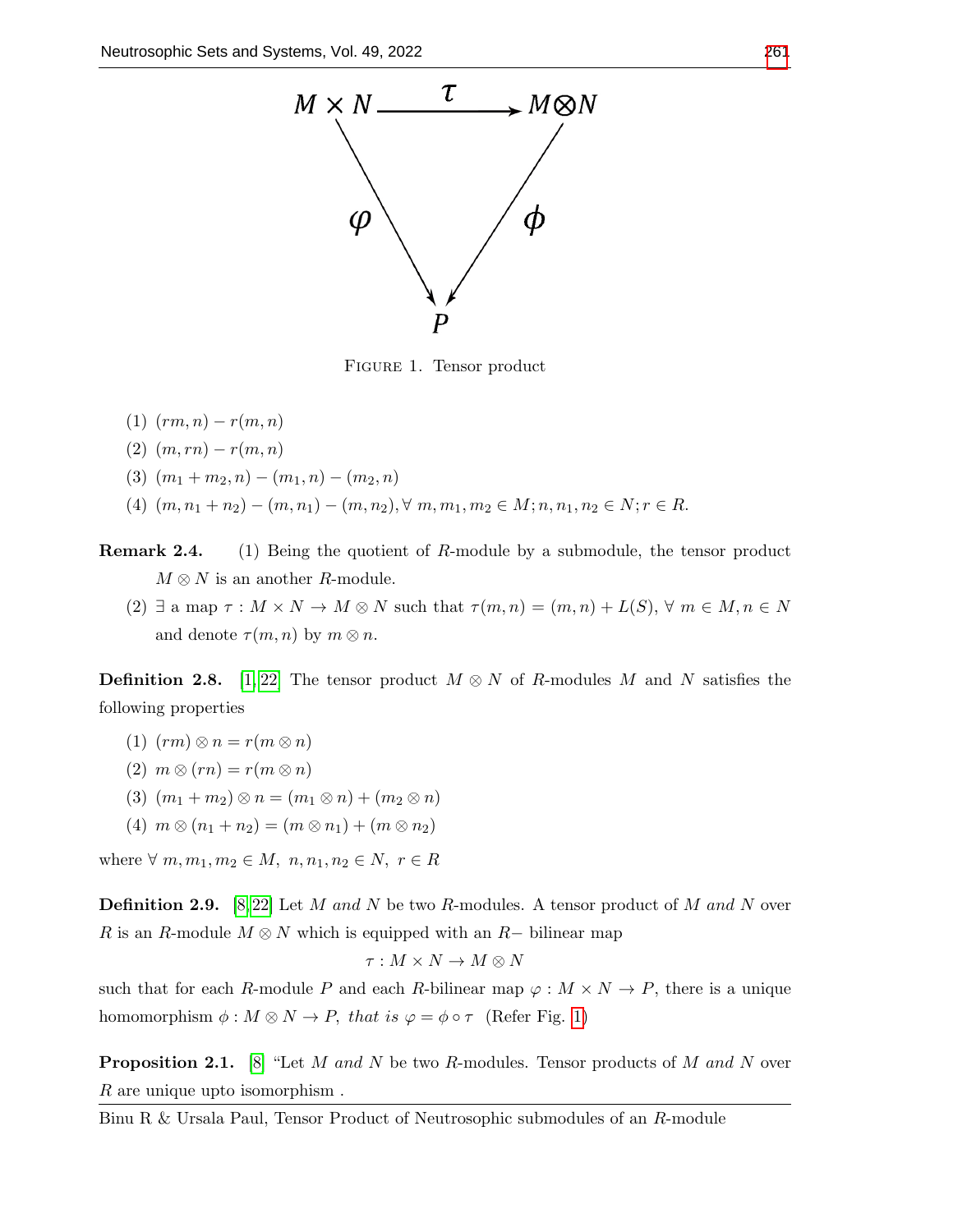FIGURE 1. Tensor product

(1) $(rm, n) - r(m, n)$
(2) $(m, rn) - r(m, n)$
(3) $(m_1 + m_2, n) - (m_1, n) - (m_2, n)$
(4) $(m, n_1 + n_2) - (m, n_1) - (m, n_2), \forall\ m, m_1, m_2 \in M; n, n_1, n_2 \in N; r \in R.$

**Remark 2.4.** (1) Being the quotient of $R$-module by a submodule, the tensor product $M \otimes N$ is an another $R$-module.

(2) $\exists$ a map $\tau : M \times N \to M \otimes N$ such that $\tau(m, n) = (m, n) + L(S), \forall\ m \in M, n \in N$ and denote $\tau(m, n)$ by $m \otimes n$.

**Definition 2.8.** [1, 22] The tensor product $M \otimes N$ of $R$-modules $M$ and $N$ satisfies the following properties

(1) $(rm) \otimes n = r(m \otimes n)$
(2) $m \otimes (rn) = r(m \otimes n)$
(3) $(m_1 + m_2) \otimes n = (m_1 \otimes n) + (m_2 \otimes n)$
(4) $m \otimes (n_1 + n_2) = (m \otimes n_1) + (m \otimes n_2)$

where $\forall\ m, m_1, m_2 \in M,\ n, n_1, n_2 \in N,\ r \in R$

**Definition 2.9.** [8, 22] Let $M$ *and* $N$ be two $R$-modules. A tensor product of $M$ *and* $N$ over $R$ is an $R$-module $M \otimes N$ which is equipped with an $R-$ bilinear map

$$\tau : M \times N \to M \otimes N$$

such that for each $R$-module $P$ and each $R$-bilinear map $\varphi : M \times N \to P$, there is a unique homomorphism $\phi : M \otimes N \to P$, *that is* $\varphi = \phi \circ \tau$ (Refer Fig. 1)

**Proposition 2.1.** [8] "Let $M$ *and* $N$ be two $R$-modules. Tensor products of $M$ *and* $N$ over $R$ are unique upto isomorphism .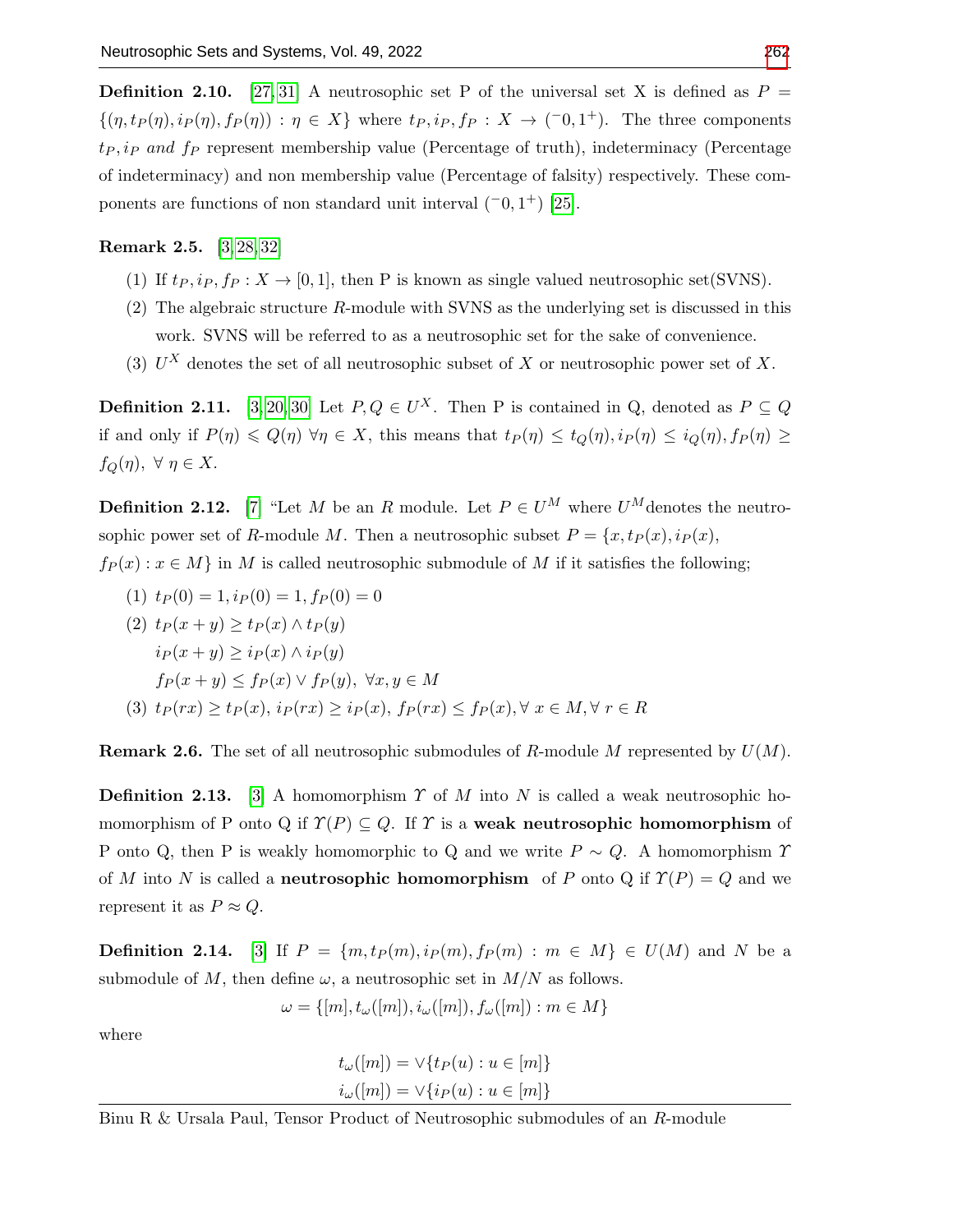**Definition 2.10.** [27,31] A neutrosophic set P of the universal set X is defined as $P = \{(\eta, t_P(\eta), i_P(\eta), f_P(\eta)) : \eta \in X\}$ where $t_P, i_P, f_P : X \to (^-0, 1^+)$. The three components $t_P, i_P$ *and* $f_P$ represent membership value (Percentage of truth), indeterminacy (Percentage of indeterminacy) and non membership value (Percentage of falsity) respectively. These components are functions of non standard unit interval $(^-0, 1^+)$ [25].

**Remark 2.5.** [3,28,32]

(1) If $t_P, i_P, f_P : X \to [0, 1]$, then P is known as single valued neutrosophic set(SVNS).

(2) The algebraic structure $R$-module with SVNS as the underlying set is discussed in this work. SVNS will be referred to as a neutrosophic set for the sake of convenience.

(3) $U^X$ denotes the set of all neutrosophic subset of $X$ or neutrosophic power set of $X$.

**Definition 2.11.** [3,20,30] Let $P, Q \in U^X$. Then P is contained in Q, denoted as $P \subseteq Q$ if and only if $P(\eta) \leqslant Q(\eta)\ \forall \eta \in X$, this means that $t_P(\eta) \leq t_Q(\eta), i_P(\eta) \leq i_Q(\eta), f_P(\eta) \geq f_Q(\eta),\ \forall\ \eta \in X$.

**Definition 2.12.** [7] "Let $M$ be an $R$ module. Let $P \in U^M$ where $U^M$denotes the neutrosophic power set of $R$-module $M$. Then a neutrosophic subset $P = \{x, t_P(x), i_P(x), f_P(x) : x \in M\}$ in $M$ is called neutrosophic submodule of $M$ if it satisfies the following;

(1) $t_P(0) = 1, i_P(0) = 1, f_P(0) = 0$

(2) $t_P(x + y) \geq t_P(x) \wedge t_P(y)$
$i_P(x + y) \geq i_P(x) \wedge i_P(y)$
$f_P(x + y) \leq f_P(x) \vee f_P(y),\ \forall x, y \in M$

(3) $t_P(rx) \geq t_P(x),\ i_P(rx) \geq i_P(x),\ f_P(rx) \leq f_P(x), \forall\ x \in M, \forall\ r \in R$

**Remark 2.6.** The set of all neutrosophic submodules of $R$-module $M$ represented by $U(M)$.

**Definition 2.13.** [3] A homomorphism $\Upsilon$ of $M$ into $N$ is called a weak neutrosophic homomorphism of P onto Q if $\Upsilon(P) \subseteq Q$. If $\Upsilon$ is a **weak neutrosophic homomorphism** of P onto Q, then P is weakly homomorphic to Q and we write $P \sim Q$. A homomorphism $\Upsilon$ of $M$ into $N$ is called a **neutrosophic homomorphism** of $P$ onto Q if $\Upsilon(P) = Q$ and we represent it as $P \approx Q$.

**Definition 2.14.** [3] If $P = \{m, t_P(m), i_P(m), f_P(m) : m \in M\} \in U(M)$ and $N$ be a submodule of $M$, then define $\omega$, a neutrosophic set in $M/N$ as follows.

$$\omega = \{[m], t_\omega([m]), i_\omega([m]), f_\omega([m]) : m \in M\}$$

where

$$t_\omega([m]) = \vee\{t_P(u) : u \in [m]\}$$
$$i_\omega([m]) = \vee\{i_P(u) : u \in [m]\}$$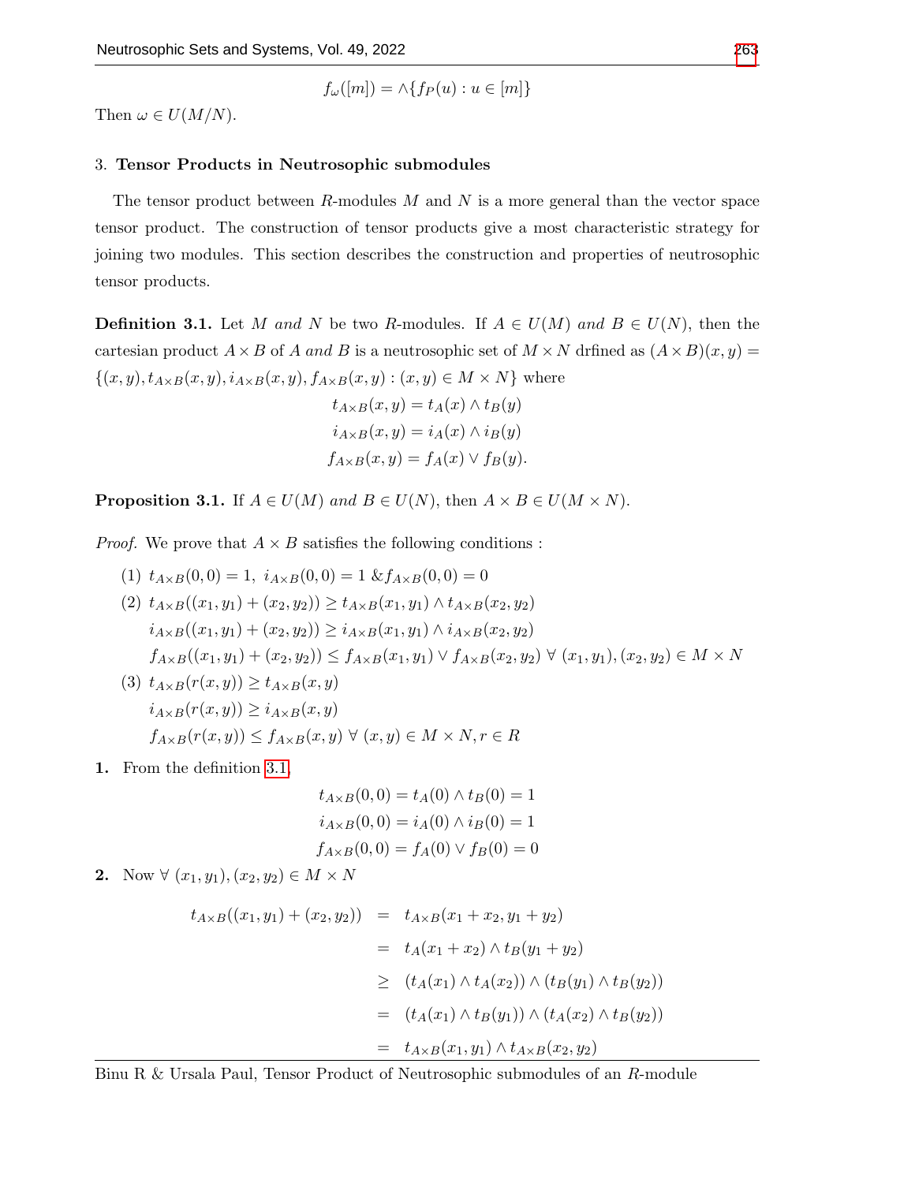$$f_\omega([m]) = \wedge\{f_P(u) : u \in [m]\}$$

Then $\omega \in U(M/N)$.

## 3. Tensor Products in Neutrosophic submodules

The tensor product between $R$-modules $M$ and $N$ is a more general than the vector space tensor product. The construction of tensor products give a most characteristic strategy for joining two modules. This section describes the construction and properties of neutrosophic tensor products.

**Definition 3.1.** Let $M$ *and* $N$ be two $R$-modules. If $A \in U(M)$ *and* $B \in U(N)$, then the cartesian product $A \times B$ of $A$ *and* $B$ is a neutrosophic set of $M \times N$ drfined as $(A \times B)(x, y) = \{(x, y), t_{A\times B}(x, y), i_{A\times B}(x, y), f_{A\times B}(x, y) : (x, y) \in M \times N\}$ where

$$t_{A\times B}(x, y) = t_A(x) \wedge t_B(y)$$
$$i_{A\times B}(x, y) = i_A(x) \wedge i_B(y)$$
$$f_{A\times B}(x, y) = f_A(x) \vee f_B(y).$$

**Proposition 3.1.** If $A \in U(M)$ *and* $B \in U(N)$, then $A \times B \in U(M \times N)$.

*Proof.* We prove that $A \times B$ satisfies the following conditions :

(1) $t_{A\times B}(0, 0) = 1,\ i_{A\times B}(0, 0) = 1\ \& f_{A\times B}(0, 0) = 0$

(2) $t_{A\times B}((x_1, y_1) + (x_2, y_2)) \geq t_{A\times B}(x_1, y_1) \wedge t_{A\times B}(x_2, y_2)$
$i_{A\times B}((x_1, y_1) + (x_2, y_2)) \geq i_{A\times B}(x_1, y_1) \wedge i_{A\times B}(x_2, y_2)$
$f_{A\times B}((x_1, y_1) + (x_2, y_2)) \leq f_{A\times B}(x_1, y_1) \vee f_{A\times B}(x_2, y_2)\ \forall\ (x_1, y_1), (x_2, y_2) \in M \times N$

(3) $t_{A\times B}(r(x, y)) \geq t_{A\times B}(x, y)$
$i_{A\times B}(r(x, y)) \geq i_{A\times B}(x, y)$
$f_{A\times B}(r(x, y)) \leq f_{A\times B}(x, y)\ \forall\ (x, y) \in M \times N, r \in R$

**1.** From the definition 3.1,

$$t_{A\times B}(0, 0) = t_A(0) \wedge t_B(0) = 1$$
$$i_{A\times B}(0, 0) = i_A(0) \wedge i_B(0) = 1$$
$$f_{A\times B}(0, 0) = f_A(0) \vee f_B(0) = 0$$

**2.** Now $\forall\ (x_1, y_1), (x_2, y_2) \in M \times N$

$$\begin{aligned}
t_{A\times B}((x_1, y_1) + (x_2, y_2)) &= t_{A\times B}(x_1 + x_2, y_1 + y_2) \\
&= t_A(x_1 + x_2) \wedge t_B(y_1 + y_2) \\
&\geq (t_A(x_1) \wedge t_A(x_2)) \wedge (t_B(y_1) \wedge t_B(y_2)) \\
&= (t_A(x_1) \wedge t_B(y_1)) \wedge (t_A(x_2) \wedge t_B(y_2)) \\
&= t_{A\times B}(x_1, y_1) \wedge t_{A\times B}(x_2, y_2)
\end{aligned}$$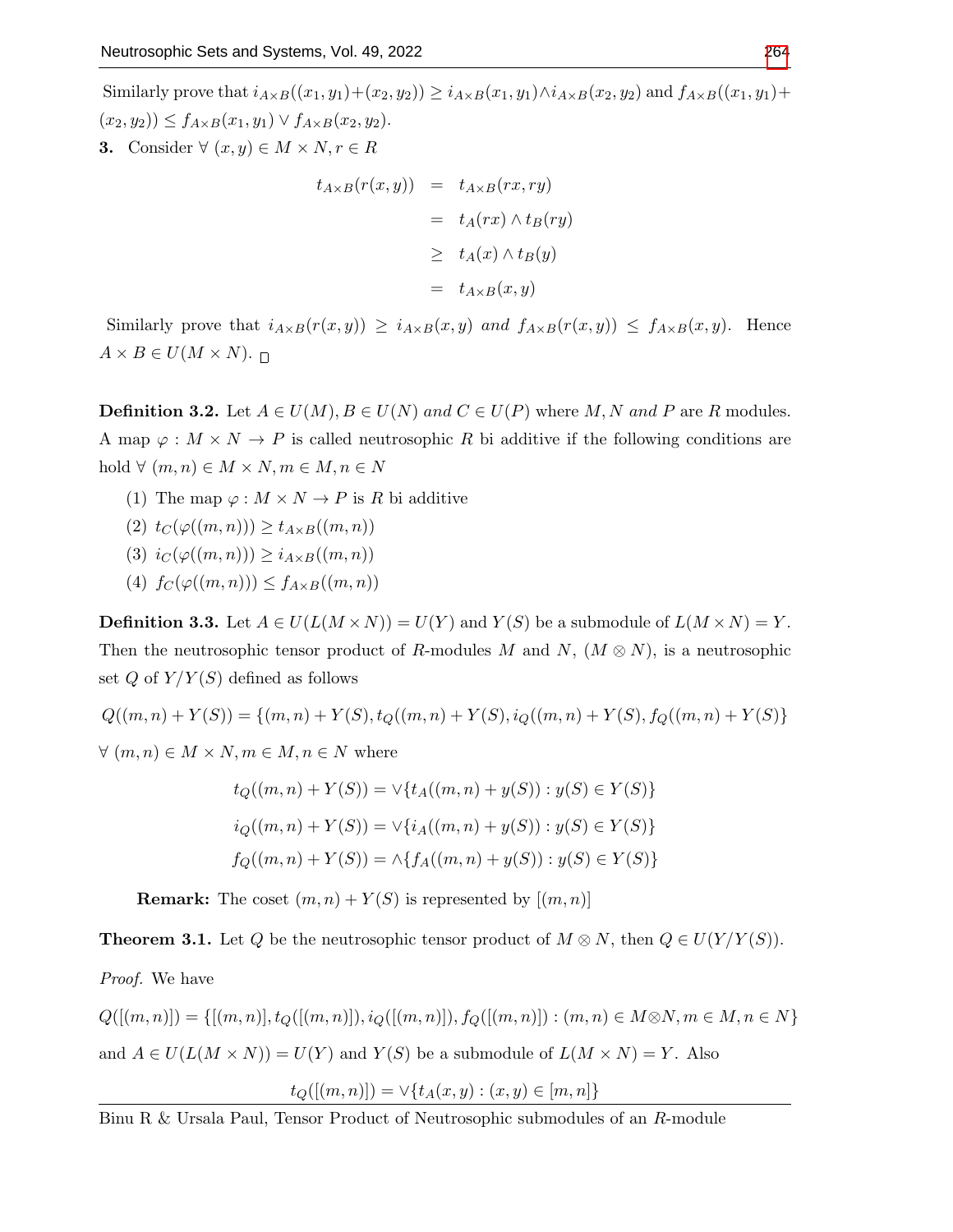Similarly prove that $i_{A\times B}((x_1,y_1)+(x_2,y_2)) \geq i_{A\times B}(x_1,y_1) \wedge i_{A\times B}(x_2,y_2)$ and $f_{A\times B}((x_1,y_1)+(x_2,y_2)) \leq f_{A\times B}(x_1,y_1) \vee f_{A\times B}(x_2,y_2)$.

**3.** Consider $\forall\ (x,y) \in M \times N, r \in R$

$$\begin{aligned} t_{A\times B}(r(x,y)) &= t_{A\times B}(rx,ry) \\ &= t_A(rx) \wedge t_B(ry) \\ &\geq t_A(x) \wedge t_B(y) \\ &= t_{A\times B}(x,y) \end{aligned}$$

Similarly prove that $i_{A\times B}(r(x,y)) \geq i_{A\times B}(x,y)$ *and* $f_{A\times B}(r(x,y)) \leq f_{A\times B}(x,y)$. Hence $A \times B \in U(M \times N)$. □

**Definition 3.2.** Let $A \in U(M), B \in U(N)$ *and* $C \in U(P)$ where $M, N$ *and* $P$ are $R$ modules. A map $\varphi : M \times N \to P$ is called neutrosophic $R$ bi additive if the following conditions are hold $\forall\ (m,n) \in M \times N, m \in M, n \in N$

1. The map $\varphi : M \times N \to P$ is $R$ bi additive
2. $t_C(\varphi((m,n))) \geq t_{A\times B}((m,n))$
3. $i_C(\varphi((m,n))) \geq i_{A\times B}((m,n))$
4. $f_C(\varphi((m,n))) \leq f_{A\times B}((m,n))$

**Definition 3.3.** Let $A \in U(L(M \times N)) = U(Y)$ and $Y(S)$ be a submodule of $L(M \times N) = Y$. Then the neutrosophic tensor product of $R$-modules $M$ and $N$, $(M \otimes N)$, is a neutrosophic set $Q$ of $Y/Y(S)$ defined as follows

$$Q((m,n)+Y(S)) = \{(m,n)+Y(S), t_Q((m,n)+Y(S), i_Q((m,n)+Y(S), f_Q((m,n)+Y(S)\}$$

$\forall\ (m,n) \in M \times N, m \in M, n \in N$ where

$$t_Q((m,n)+Y(S)) = \vee\{t_A((m,n)+y(S)) : y(S) \in Y(S)\}$$

$$i_Q((m,n)+Y(S)) = \vee\{i_A((m,n)+y(S)) : y(S) \in Y(S)\}$$

$$f_Q((m,n)+Y(S)) = \wedge\{f_A((m,n)+y(S)) : y(S) \in Y(S)\}$$

**Remark:** The coset $(m,n)+Y(S)$ is represented by $[(m,n)]$

**Theorem 3.1.** Let $Q$ be the neutrosophic tensor product of $M \otimes N$, then $Q \in U(Y/Y(S))$.

*Proof.* We have

$$Q([(m,n)]) = \{[(m,n)], t_Q([(m,n)]), i_Q([(m,n)]), f_Q([(m,n)]) : (m,n) \in M \otimes N, m \in M, n \in N\}$$

and $A \in U(L(M \times N)) = U(Y)$ and $Y(S)$ be a submodule of $L(M \times N) = Y$. Also

$$t_Q([(m,n)]) = \vee\{t_A(x,y) : (x,y) \in [m,n]\}$$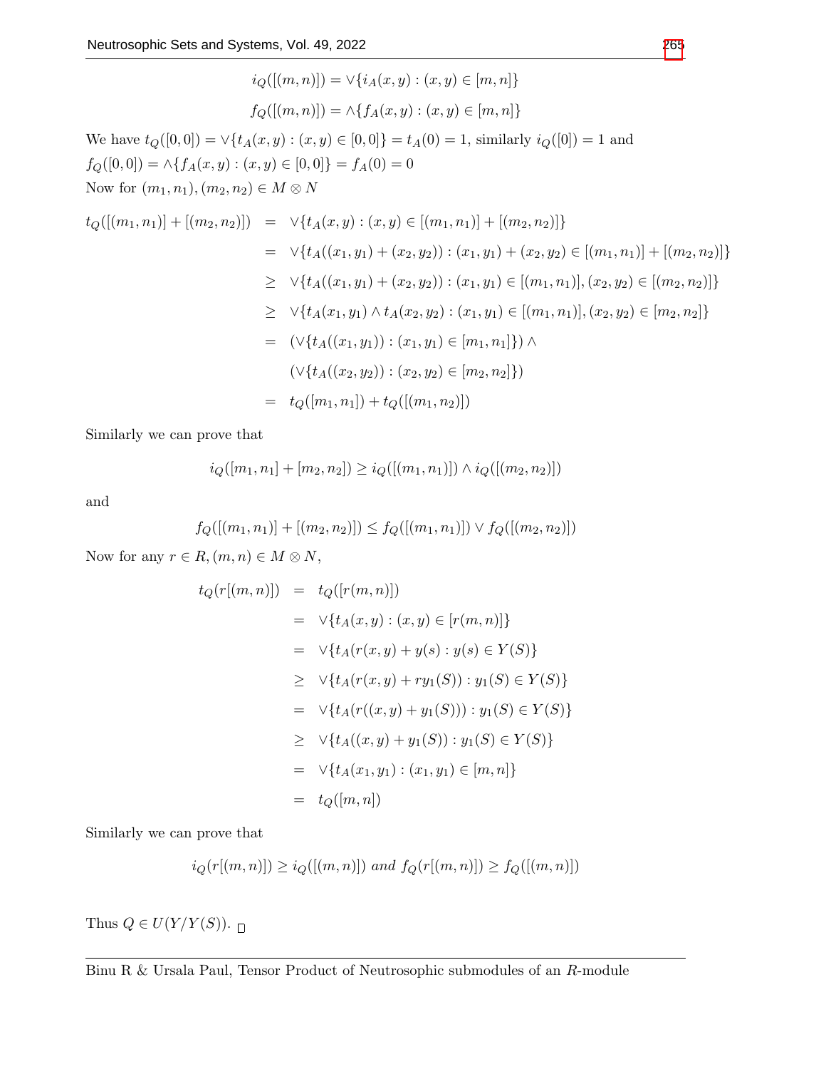$$i_Q([(m,n)]) = \vee\{i_A(x,y) : (x,y) \in [m,n]\}$$

$$f_Q([(m,n)]) = \wedge\{f_A(x,y) : (x,y) \in [m,n]\}$$

We have $t_Q([0,0]) = \vee\{t_A(x,y) : (x,y) \in [0,0]\} = t_A(0) = 1$, similarly $i_Q([0]) = 1$ and $f_Q([0,0]) = \wedge\{f_A(x,y) : (x,y) \in [0,0]\} = f_A(0) = 0$

Now for $(m_1,n_1),(m_2,n_2) \in M \otimes N$

$$\begin{aligned}
t_Q([(m_1,n_1)] + [(m_2,n_2)]) &= \vee\{t_A(x,y) : (x,y) \in [(m_1,n_1)] + [(m_2,n_2)]\} \\
&= \vee\{t_A((x_1,y_1) + (x_2,y_2)) : (x_1,y_1) + (x_2,y_2) \in [(m_1,n_1)] + [(m_2,n_2)]\} \\
&\geq \vee\{t_A((x_1,y_1) + (x_2,y_2)) : (x_1,y_1) \in [(m_1,n_1)], (x_2,y_2) \in [(m_2,n_2)]\} \\
&\geq \vee\{t_A(x_1,y_1) \wedge t_A(x_2,y_2) : (x_1,y_1) \in [(m_1,n_1)], (x_2,y_2) \in [m_2,n_2]\} \\
&= (\vee\{t_A((x_1,y_1)) : (x_1,y_1) \in [m_1,n_1]\}) \wedge \\
&\quad\ (\vee\{t_A((x_2,y_2)) : (x_2,y_2) \in [m_2,n_2]\}) \\
&= t_Q([m_1,n_1]) + t_Q([(m_1,n_2)])
\end{aligned}$$

Similarly we can prove that

$$i_Q([m_1,n_1] + [m_2,n_2]) \geq i_Q([(m_1,n_1)]) \wedge i_Q([(m_2,n_2)])$$

and

$$f_Q([(m_1,n_1)] + [(m_2,n_2)]) \leq f_Q([(m_1,n_1)]) \vee f_Q([(m_2,n_2)])$$

Now for any $r \in R, (m,n) \in M \otimes N$,

$$\begin{aligned}
t_Q(r[(m,n)]) &= t_Q([r(m,n)]) \\
&= \vee\{t_A(x,y) : (x,y) \in [r(m,n)]\} \\
&= \vee\{t_A(r(x,y) + y(s) : y(s) \in Y(S)\} \\
&\geq \vee\{t_A(r(x,y) + ry_1(S)) : y_1(S) \in Y(S)\} \\
&= \vee\{t_A(r((x,y) + y_1(S))) : y_1(S) \in Y(S)\} \\
&\geq \vee\{t_A((x,y) + y_1(S)) : y_1(S) \in Y(S)\} \\
&= \vee\{t_A(x_1,y_1) : (x_1,y_1) \in [m,n]\} \\
&= t_Q([m,n])
\end{aligned}$$

Similarly we can prove that

$$i_Q(r[(m,n)]) \geq i_Q([(m,n)]) \text{ and } f_Q(r[(m,n)]) \geq f_Q([(m,n)])$$

Thus $Q \in U(Y/Y(S))$. □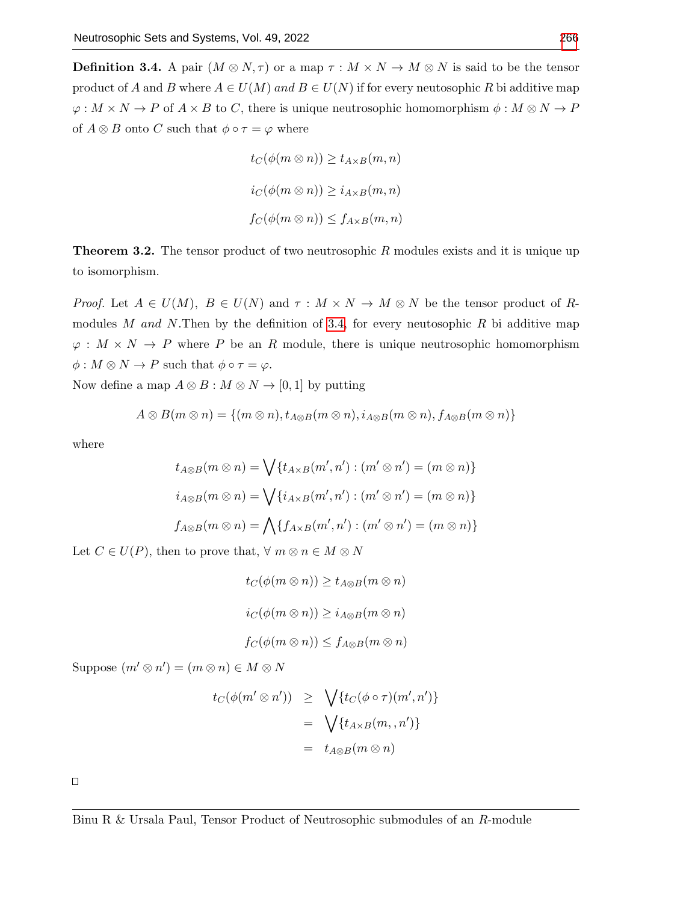**Definition 3.4.** A pair $(M \otimes N, \tau)$ or a map $\tau : M \times N \to M \otimes N$ is said to be the tensor product of $A$ and $B$ where $A \in U(M)$ *and* $B \in U(N)$ if for every neutosophic $R$ bi additive map $\varphi : M \times N \to P$ of $A \times B$ to $C$, there is unique neutrosophic homomorphism $\phi : M \otimes N \to P$ of $A \otimes B$ onto $C$ such that $\phi \circ \tau = \varphi$ where

$$t_C(\phi(m \otimes n)) \geq t_{A \times B}(m, n)$$

$$i_C(\phi(m \otimes n)) \geq i_{A \times B}(m, n)$$

$$f_C(\phi(m \otimes n)) \leq f_{A \times B}(m, n)$$

**Theorem 3.2.** The tensor product of two neutrosophic $R$ modules exists and it is unique up to isomorphism.

*Proof.* Let $A \in U(M)$, $B \in U(N)$ and $\tau : M \times N \to M \otimes N$ be the tensor product of $R$-modules $M$ *and* $N$.Then by the definition of 3.4, for every neutosophic $R$ bi additive map $\varphi : M \times N \to P$ where $P$ be an $R$ module, there is unique neutrosophic homomorphism $\phi : M \otimes N \to P$ such that $\phi \circ \tau = \varphi$.

Now define a map $A \otimes B : M \otimes N \to [0, 1]$ by putting

$$A \otimes B(m \otimes n) = \{(m \otimes n), t_{A \otimes B}(m \otimes n), i_{A \otimes B}(m \otimes n), f_{A \otimes B}(m \otimes n)\}$$

where

$$t_{A \otimes B}(m \otimes n) = \bigvee \{t_{A \times B}(m', n') : (m' \otimes n') = (m \otimes n)\}$$

$$i_{A \otimes B}(m \otimes n) = \bigvee \{i_{A \times B}(m', n') : (m' \otimes n') = (m \otimes n)\}$$

$$f_{A \otimes B}(m \otimes n) = \bigwedge \{f_{A \times B}(m', n') : (m' \otimes n') = (m \otimes n)\}$$

Let $C \in U(P)$, then to prove that, $\forall\ m \otimes n \in M \otimes N$

$$t_C(\phi(m \otimes n)) \geq t_{A \otimes B}(m \otimes n)$$

$$i_C(\phi(m \otimes n)) \geq i_{A \otimes B}(m \otimes n)$$

$$f_C(\phi(m \otimes n)) \leq f_{A \otimes B}(m \otimes n)$$

Suppose $(m' \otimes n') = (m \otimes n) \in M \otimes N$

$$\begin{aligned} t_C(\phi(m' \otimes n')) &\geq \bigvee \{t_C(\phi \circ \tau)(m', n')\} \\ &= \bigvee \{t_{A \times B}(m, , n')\} \\ &= t_{A \otimes B}(m \otimes n) \end{aligned}$$

□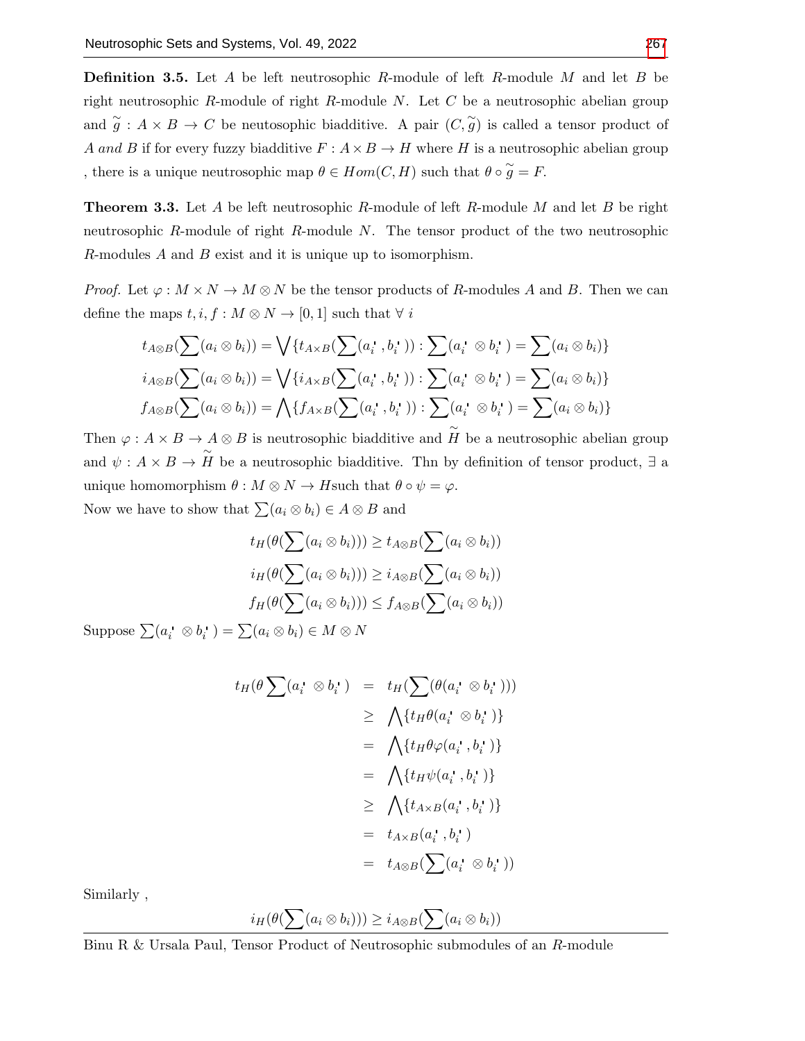**Definition 3.5.** Let $A$ be left neutrosophic $R$-module of left $R$-module $M$ and let $B$ be right neutrosophic $R$-module of right $R$-module $N$. Let $C$ be a neutrosophic abelian group and $\widetilde{g} : A \times B \to C$ be neutosophic biadditive. A pair $(C, \widetilde{g})$ is called a tensor product of $A$ *and* $B$ if for every fuzzy biadditive $F : A \times B \to H$ where $H$ is a neutrosophic abelian group , there is a unique neutrosophic map $\theta \in Hom(C, H)$ such that $\theta \circ \widetilde{g} = F$.

**Theorem 3.3.** Let $A$ be left neutrosophic $R$-module of left $R$-module $M$ and let $B$ be right neutrosophic $R$-module of right $R$-module $N$. The tensor product of the two neutrosophic $R$-modules $A$ and $B$ exist and it is unique up to isomorphism.

*Proof.* Let $\varphi : M \times N \to M \otimes N$ be the tensor products of $R$-modules $A$ and $B$. Then we can define the maps $t, i, f : M \otimes N \to [0, 1]$ such that $\forall\ i$

$$t_{A\otimes B}(\sum(a_i \otimes b_i)) = \bigvee\{t_{A\times B}(\sum(a_i^{'}, b_i^{'})) : \sum(a_i^{'} \otimes b_i^{'}) = \sum(a_i \otimes b_i)\}$$
$$i_{A\otimes B}(\sum(a_i \otimes b_i)) = \bigvee\{i_{A\times B}(\sum(a_i^{'}, b_i^{'})) : \sum(a_i^{'} \otimes b_i^{'}) = \sum(a_i \otimes b_i)\}$$
$$f_{A\otimes B}(\sum(a_i \otimes b_i)) = \bigwedge\{f_{A\times B}(\sum(a_i^{'}, b_i^{'})) : \sum(a_i^{'} \otimes b_i^{'}) = \sum(a_i \otimes b_i)\}$$

Then $\varphi : A \times B \to A \otimes B$ is neutrosophic biadditive and $\widetilde{H}$ be a neutrosophic abelian group and $\psi : A \times B \to \widetilde{H}$ be a neutrosophic biadditive. Thn by definition of tensor product, $\exists$ a unique homomorphism $\theta : M \otimes N \to H$such that $\theta \circ \psi = \varphi$.

Now we have to show that $\sum(a_i \otimes b_i) \in A \otimes B$ and

$$t_H(\theta(\sum(a_i \otimes b_i))) \geq t_{A\otimes B}(\sum(a_i \otimes b_i))$$
$$i_H(\theta(\sum(a_i \otimes b_i))) \geq i_{A\otimes B}(\sum(a_i \otimes b_i))$$
$$f_H(\theta(\sum(a_i \otimes b_i))) \leq f_{A\otimes B}(\sum(a_i \otimes b_i))$$

Suppose $\sum(a_i^{'} \otimes b_i^{'}) = \sum(a_i \otimes b_i) \in M \otimes N$

$$\begin{aligned}
t_H(\theta \sum(a_i^{'} \otimes b_i^{'}) &= t_H(\sum(\theta(a_i^{'} \otimes b_i^{'}))) \\
&\geq \bigwedge\{t_H\theta(a_i^{'} \otimes b_i^{'})\} \\
&= \bigwedge\{t_H\theta\varphi(a_i^{'}, b_i^{'})\} \\
&= \bigwedge\{t_H\psi(a_i^{'}, b_i^{'})\} \\
&\geq \bigwedge\{t_{A\times B}(a_i^{'}, b_i^{'})\} \\
&= t_{A\times B}(a_i^{'}, b_i^{'}) \\
&= t_{A\otimes B}(\sum(a_i^{'} \otimes b_i^{'}))
\end{aligned}$$

Similarly ,

$$i_H(\theta(\sum(a_i \otimes b_i))) \geq i_{A\otimes B}(\sum(a_i \otimes b_i))$$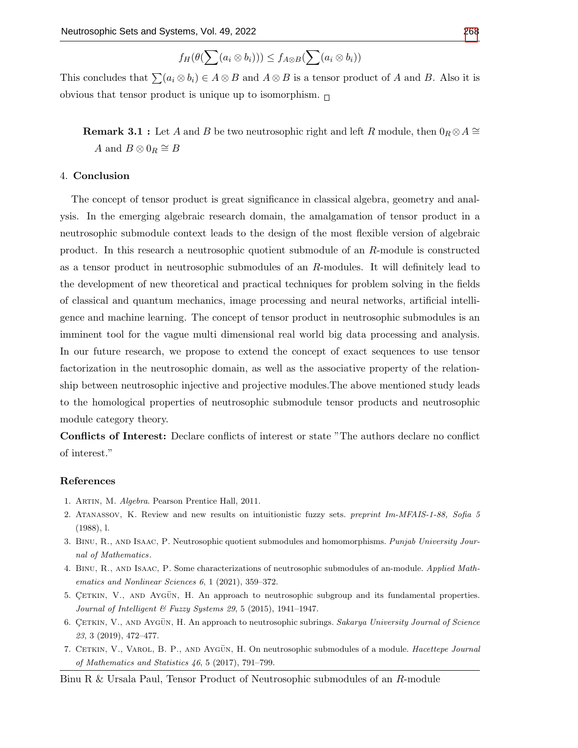$$f_H(\theta(\sum(a_i \otimes b_i))) \leq f_{A\otimes B}(\sum(a_i \otimes b_i))$$

This concludes that $\sum(a_i \otimes b_i) \in A \otimes B$ and $A \otimes B$ is a tensor product of $A$ and $B$. Also it is obvious that tensor product is unique up to isomorphism. $\square$

**Remark 3.1 :** Let $A$ and $B$ be two neutrosophic right and left $R$ module, then $0_R \otimes A \cong A$ and $B \otimes 0_R \cong B$

## 4. Conclusion

The concept of tensor product is great significance in classical algebra, geometry and analysis. In the emerging algebraic research domain, the amalgamation of tensor product in a neutrosophic submodule context leads to the design of the most flexible version of algebraic product. In this research a neutrosophic quotient submodule of an $R$-module is constructed as a tensor product in neutrosophic submodules of an $R$-modules. It will definitely lead to the development of new theoretical and practical techniques for problem solving in the fields of classical and quantum mechanics, image processing and neural networks, artificial intelligence and machine learning. The concept of tensor product in neutrosophic submodules is an imminent tool for the vague multi dimensional real world big data processing and analysis. In our future research, we propose to extend the concept of exact sequences to use tensor factorization in the neutrosophic domain, as well as the associative property of the relationship between neutrosophic injective and projective modules.The above mentioned study leads to the homological properties of neutrosophic submodule tensor products and neutrosophic module category theory.

**Conflicts of Interest:** Declare conflicts of interest or state "The authors declare no conflict of interest."

## References

1. Artin, M. *Algebra*. Pearson Prentice Hall, 2011.
2. Atanassov, K. Review and new results on intuitionistic fuzzy sets. *preprint Im-MFAIS-1-88, Sofia 5* (1988), l.
3. Binu, R., and Isaac, P. Neutrosophic quotient submodules and homomorphisms. *Punjab University Journal of Mathematics*.
4. Binu, R., and Isaac, P. Some characterizations of neutrosophic submodules of an-module. *Applied Mathematics and Nonlinear Sciences 6*, 1 (2021), 359–372.
5. Çetkin, V., and Aygün, H. An approach to neutrosophic subgroup and its fundamental properties. *Journal of Intelligent & Fuzzy Systems 29*, 5 (2015), 1941–1947.
6. Çetkin, V., and Aygün, H. An approach to neutrosophic subrings. *Sakarya University Journal of Science 23*, 3 (2019), 472–477.
7. Cetkin, V., Varol, B. P., and Aygün, H. On neutrosophic submodules of a module. *Hacettepe Journal of Mathematics and Statistics 46*, 5 (2017), 791–799.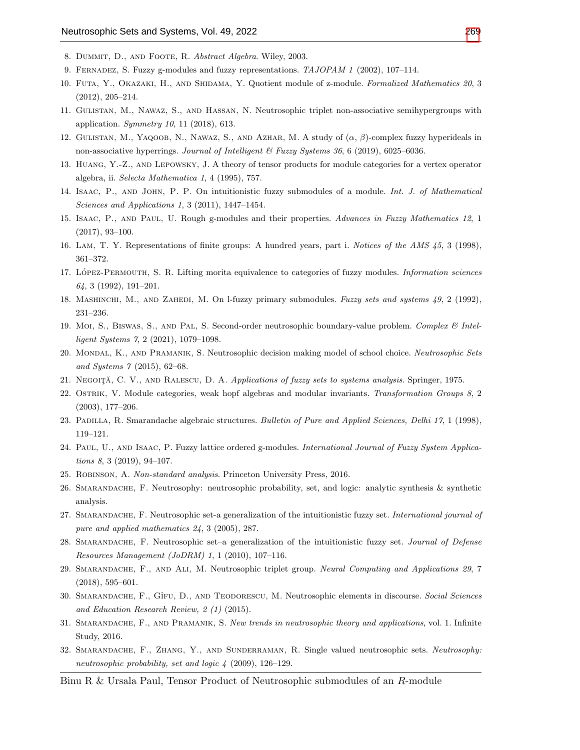8. Dummit, D., and Foote, R. *Abstract Algebra*. Wiley, 2003.
9. Fernadez, S. Fuzzy g-modules and fuzzy representations. *TAJOPAM 1* (2002), 107–114.
10. Futa, Y., Okazaki, H., and Shidama, Y. Quotient module of z-module. *Formalized Mathematics 20*, 3 (2012), 205–214.
11. Gulistan, M., Nawaz, S., and Hassan, N. Neutrosophic triplet non-associative semihypergroups with application. *Symmetry 10*, 11 (2018), 613.
12. Gulistan, M., Yaqoob, N., Nawaz, S., and Azhar, M. A study of ($\alpha$, $\beta$)-complex fuzzy hyperideals in non-associative hyperrings. *Journal of Intelligent & Fuzzy Systems 36*, 6 (2019), 6025–6036.
13. Huang, Y.-Z., and Lepowsky, J. A theory of tensor products for module categories for a vertex operator algebra, ii. *Selecta Mathematica 1*, 4 (1995), 757.
14. Isaac, P., and John, P. P. On intuitionistic fuzzy submodules of a module. *Int. J. of Mathematical Sciences and Applications 1*, 3 (2011), 1447–1454.
15. Isaac, P., and Paul, U. Rough g-modules and their properties. *Advances in Fuzzy Mathematics 12*, 1 (2017), 93–100.
16. Lam, T. Y. Representations of finite groups: A hundred years, part i. *Notices of the AMS 45*, 3 (1998), 361–372.
17. López-Permouth, S. R. Lifting morita equivalence to categories of fuzzy modules. *Information sciences 64*, 3 (1992), 191–201.
18. Mashinchi, M., and Zahedi, M. On l-fuzzy primary submodules. *Fuzzy sets and systems 49*, 2 (1992), 231–236.
19. Moi, S., Biswas, S., and Pal, S. Second-order neutrosophic boundary-value problem. *Complex & Intelligent Systems 7*, 2 (2021), 1079–1098.
20. Mondal, K., and Pramanik, S. Neutrosophic decision making model of school choice. *Neutrosophic Sets and Systems 7* (2015), 62–68.
21. Negoiţă, C. V., and Ralescu, D. A. *Applications of fuzzy sets to systems analysis*. Springer, 1975.
22. Ostrik, V. Module categories, weak hopf algebras and modular invariants. *Transformation Groups 8*, 2 (2003), 177–206.
23. Padilla, R. Smarandache algebraic structures. *Bulletin of Pure and Applied Sciences, Delhi 17*, 1 (1998), 119–121.
24. Paul, U., and Isaac, P. Fuzzy lattice ordered g-modules. *International Journal of Fuzzy System Applications 8*, 3 (2019), 94–107.
25. Robinson, A. *Non-standard analysis*. Princeton University Press, 2016.
26. Smarandache, F. Neutrosophy: neutrosophic probability, set, and logic: analytic synthesis & synthetic analysis.
27. Smarandache, F. Neutrosophic set-a generalization of the intuitionistic fuzzy set. *International journal of pure and applied mathematics 24*, 3 (2005), 287.
28. Smarandache, F. Neutrosophic set–a generalization of the intuitionistic fuzzy set. *Journal of Defense Resources Management (JoDRM) 1*, 1 (2010), 107–116.
29. Smarandache, F., and Ali, M. Neutrosophic triplet group. *Neural Computing and Applications 29*, 7 (2018), 595–601.
30. Smarandache, F., Gîfu, D., and Teodorescu, M. Neutrosophic elements in discourse. *Social Sciences and Education Research Review, 2 (1)* (2015).
31. Smarandache, F., and Pramanik, S. *New trends in neutrosophic theory and applications*, vol. 1. Infinite Study, 2016.
32. Smarandache, F., Zhang, Y., and Sunderraman, R. Single valued neutrosophic sets. *Neutrosophy: neutrosophic probability, set and logic 4* (2009), 126–129.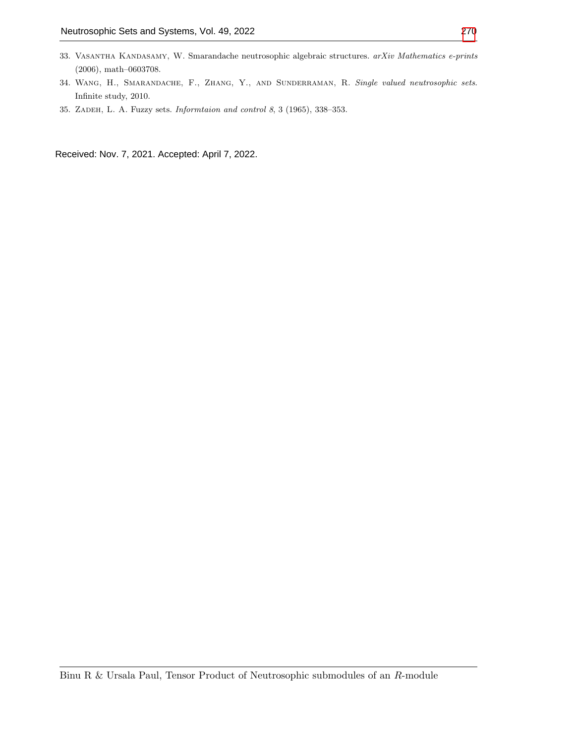33. Vasantha Kandasamy, W. Smarandache neutrosophic algebraic structures. *arXiv Mathematics e-prints* (2006), math–0603708.
34. Wang, H., Smarandache, F., Zhang, Y., and Sunderraman, R. *Single valued neutrosophic sets.* Infinite study, 2010.
35. Zadeh, L. A. Fuzzy sets. *Informtaion and control 8*, 3 (1965), 338–353.

Received: Nov. 7, 2021. Accepted: April 7, 2022.